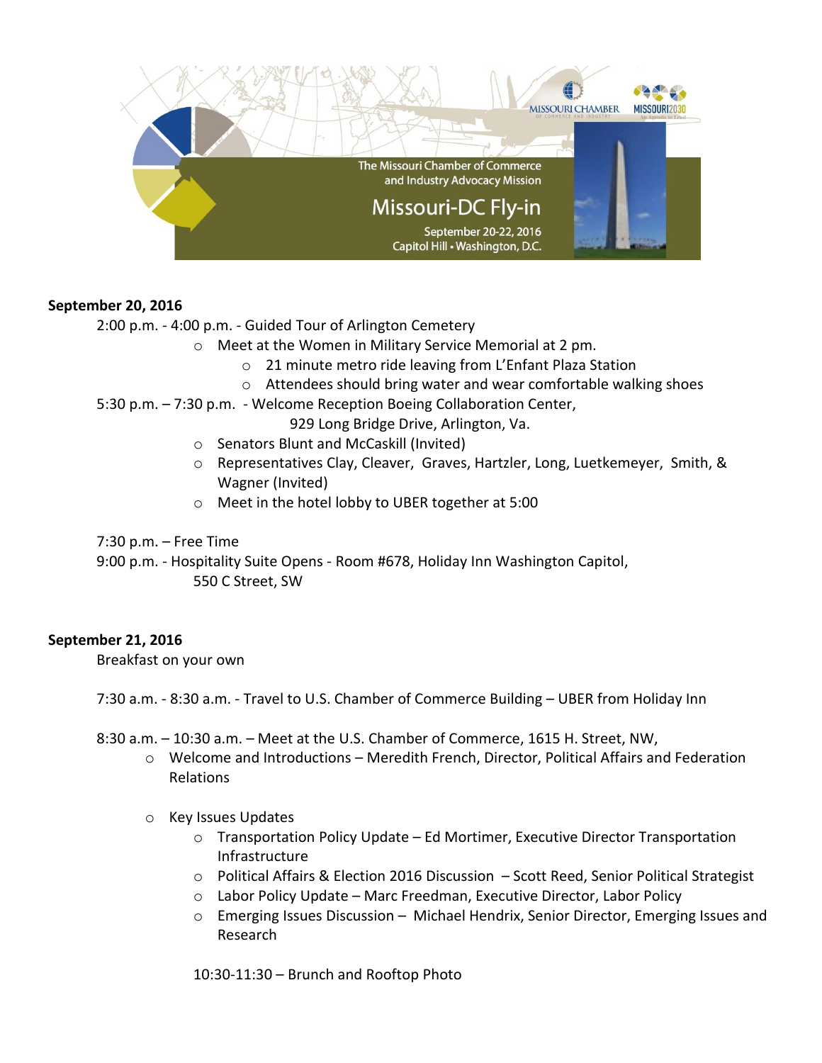The Missouri Chamber of Commerce and Industry Advocacy Mission

# Missouri-DC Fly-in

September 20-22, 2016
Capitol Hill • Washington, D.C.

MISSOURI CHAMBER OF COMMERCE AND INDUSTRY

MISSOURI2030

**September 20, 2016**

2:00 p.m. - 4:00 p.m. - Guided Tour of Arlington Cemetery

- Meet at the Women in Military Service Memorial at 2 pm.
  - 21 minute metro ride leaving from L'Enfant Plaza Station
  - Attendees should bring water and wear comfortable walking shoes

5:30 p.m. – 7:30 p.m. - Welcome Reception Boeing Collaboration Center,
929 Long Bridge Drive, Arlington, Va.

- Senators Blunt and McCaskill (Invited)
- Representatives Clay, Cleaver, Graves, Hartzler, Long, Luetkemeyer, Smith, & Wagner (Invited)
- Meet in the hotel lobby to UBER together at 5:00

7:30 p.m. – Free Time

9:00 p.m. - Hospitality Suite Opens - Room #678, Holiday Inn Washington Capitol,
550 C Street, SW

**September 21, 2016**

Breakfast on your own

7:30 a.m. - 8:30 a.m. - Travel to U.S. Chamber of Commerce Building – UBER from Holiday Inn

8:30 a.m. – 10:30 a.m. – Meet at the U.S. Chamber of Commerce, 1615 H. Street, NW,

- Welcome and Introductions – Meredith French, Director, Political Affairs and Federation Relations
- Key Issues Updates
  - Transportation Policy Update – Ed Mortimer, Executive Director Transportation Infrastructure
  - Political Affairs & Election 2016 Discussion – Scott Reed, Senior Political Strategist
  - Labor Policy Update – Marc Freedman, Executive Director, Labor Policy
  - Emerging Issues Discussion – Michael Hendrix, Senior Director, Emerging Issues and Research

10:30-11:30 – Brunch and Rooftop Photo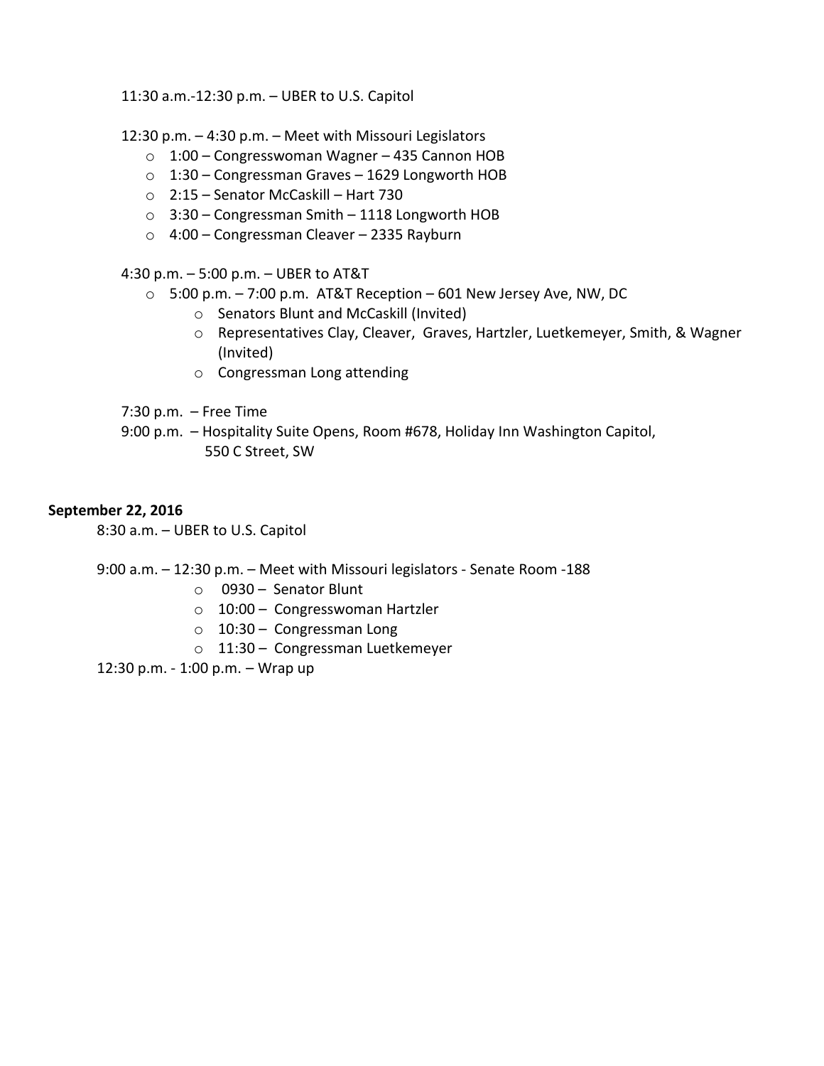11:30 a.m.-12:30 p.m. – UBER to U.S. Capitol

12:30 p.m. – 4:30 p.m. – Meet with Missouri Legislators

- 1:00 – Congresswoman Wagner – 435 Cannon HOB
- 1:30 – Congressman Graves – 1629 Longworth HOB
- 2:15 – Senator McCaskill – Hart 730
- 3:30 – Congressman Smith – 1118 Longworth HOB
- 4:00 – Congressman Cleaver – 2335 Rayburn

4:30 p.m. – 5:00 p.m. – UBER to AT&T

- 5:00 p.m. – 7:00 p.m. AT&T Reception – 601 New Jersey Ave, NW, DC
  - Senators Blunt and McCaskill (Invited)
  - Representatives Clay, Cleaver, Graves, Hartzler, Luetkemeyer, Smith, & Wagner (Invited)
  - Congressman Long attending

7:30 p.m. – Free Time

9:00 p.m. – Hospitality Suite Opens, Room #678, Holiday Inn Washington Capitol, 550 C Street, SW

**September 22, 2016**

8:30 a.m. – UBER to U.S. Capitol

9:00 a.m. – 12:30 p.m. – Meet with Missouri legislators - Senate Room -188

- 0930 – Senator Blunt
- 10:00 – Congresswoman Hartzler
- 10:30 – Congressman Long
- 11:30 – Congressman Luetkemeyer

12:30 p.m. - 1:00 p.m. – Wrap up